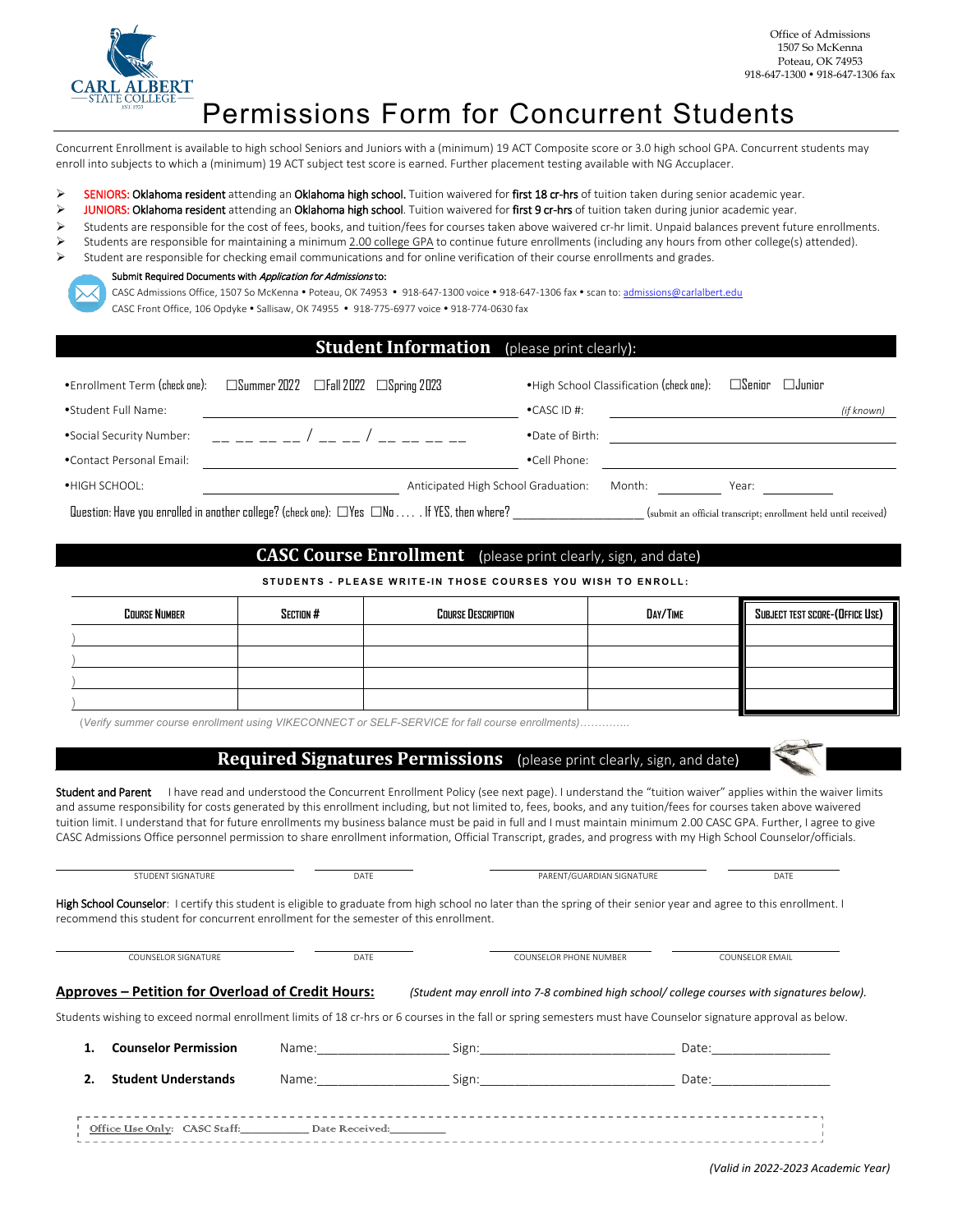CARL ALBERT STATE COLLEGE

Office of Admissions
1507 So McKenna
Poteau, OK 74953
918-647-1300 • 918-647-1306 fax

# Permissions Form for Concurrent Students

Concurrent Enrollment is available to high school Seniors and Juniors with a (minimum) 19 ACT Composite score or 3.0 high school GPA. Concurrent students may enroll into subjects to which a (minimum) 19 ACT subject test score is earned. Further placement testing available with NG Accuplacer.

- SENIORS: Oklahoma resident attending an Oklahoma high school. Tuition waivered for first 18 cr-hrs of tuition taken during senior academic year.
- JUNIORS: Oklahoma resident attending an Oklahoma high school. Tuition waivered for first 9 cr-hrs of tuition taken during junior academic year.
- Students are responsible for the cost of fees, books, and tuition/fees for courses taken above waivered cr-hr limit. Unpaid balances prevent future enrollments.
- Students are responsible for maintaining a minimum 2.00 college GPA to continue future enrollments (including any hours from other college(s) attended).
- Student are responsible for checking email communications and for online verification of their course enrollments and grades.

Submit Required Documents with *Application for Admissions* to:
CASC Admissions Office, 1507 So McKenna • Poteau, OK 74953 • 918-647-1300 voice • 918-647-1306 fax • scan to: admissions@carlalbert.edu
CASC Front Office, 106 Opdyke • Sallisaw, OK 74955 • 918-775-6977 voice • 918-774-0630 fax

## Student Information (please print clearly):

•Enrollment Term (check one): ☐Summer 2022 ☐Fall 2022 ☐Spring 2023

•High School Classification (check one): ☐Senior ☐Junior

•Student Full Name: ______________________

•CASC ID #: ______________________ (if known)

•Social Security Number: __ __ __ __ / __ __ / __ __ __ __

•Date of Birth: ______________________

•Contact Personal Email: ______________________

•Cell Phone: ______________________

•HIGH SCHOOL: ______________________ Anticipated High School Graduation: Month: ________ Year: ________

Question: Have you enrolled in another college? (check one): ☐Yes ☐No . . . . . If YES, then where? ____________________ (submit an official transcript; enrollment held until received)

## CASC Course Enrollment (please print clearly, sign, and date)

**STUDENTS - PLEASE WRITE-IN THOSE COURSES YOU WISH TO ENROLL:**

| Course Number | Section # | Course Description | Day/Time | Subject Test Score-(Office Use) |
|---|---|---|---|---|
| ) | | | | |
| ) | | | | |
| ) | | | | |
| ) | | | | |

*(Verify summer course enrollment using VIKECONNECT or SELF-SERVICE for fall course enrollments)…………..*

## Required Signatures Permissions (please print clearly, sign, and date)

**Student and Parent** I have read and understood the Concurrent Enrollment Policy (see next page). I understand the "tuition waiver" applies within the waiver limits and assume responsibility for costs generated by this enrollment including, but not limited to, fees, books, and any tuition/fees for courses taken above waivered tuition limit. I understand that for future enrollments my business balance must be paid in full and I must maintain minimum 2.00 CASC GPA. Further, I agree to give CASC Admissions Office personnel permission to share enrollment information, Official Transcript, grades, and progress with my High School Counselor/officials.

______________________ STUDENT SIGNATURE ________ DATE ______________________ PARENT/GUARDIAN SIGNATURE ________ DATE

**High School Counselor**: I certify this student is eligible to graduate from high school no later than the spring of their senior year and agree to this enrollment. I recommend this student for concurrent enrollment for the semester of this enrollment.

______________________ COUNSELOR SIGNATURE ________ DATE ______________________ COUNSELOR PHONE NUMBER ______________________ COUNSELOR EMAIL

**Approves – Petition for Overload of Credit Hours:** *(Student may enroll into 7-8 combined high school/ college courses with signatures below).*

Students wishing to exceed normal enrollment limits of 18 cr-hrs or 6 courses in the fall or spring semesters must have Counselor signature approval as below.

1. **Counselor Permission** Name:__________________ Sign:__________________________ Date:________________
2. **Student Understands** Name:__________________ Sign:__________________________ Date:________________

Office Use Only: CASC Staff:___________ Date Received:_________

*(Valid in 2022-2023 Academic Year)*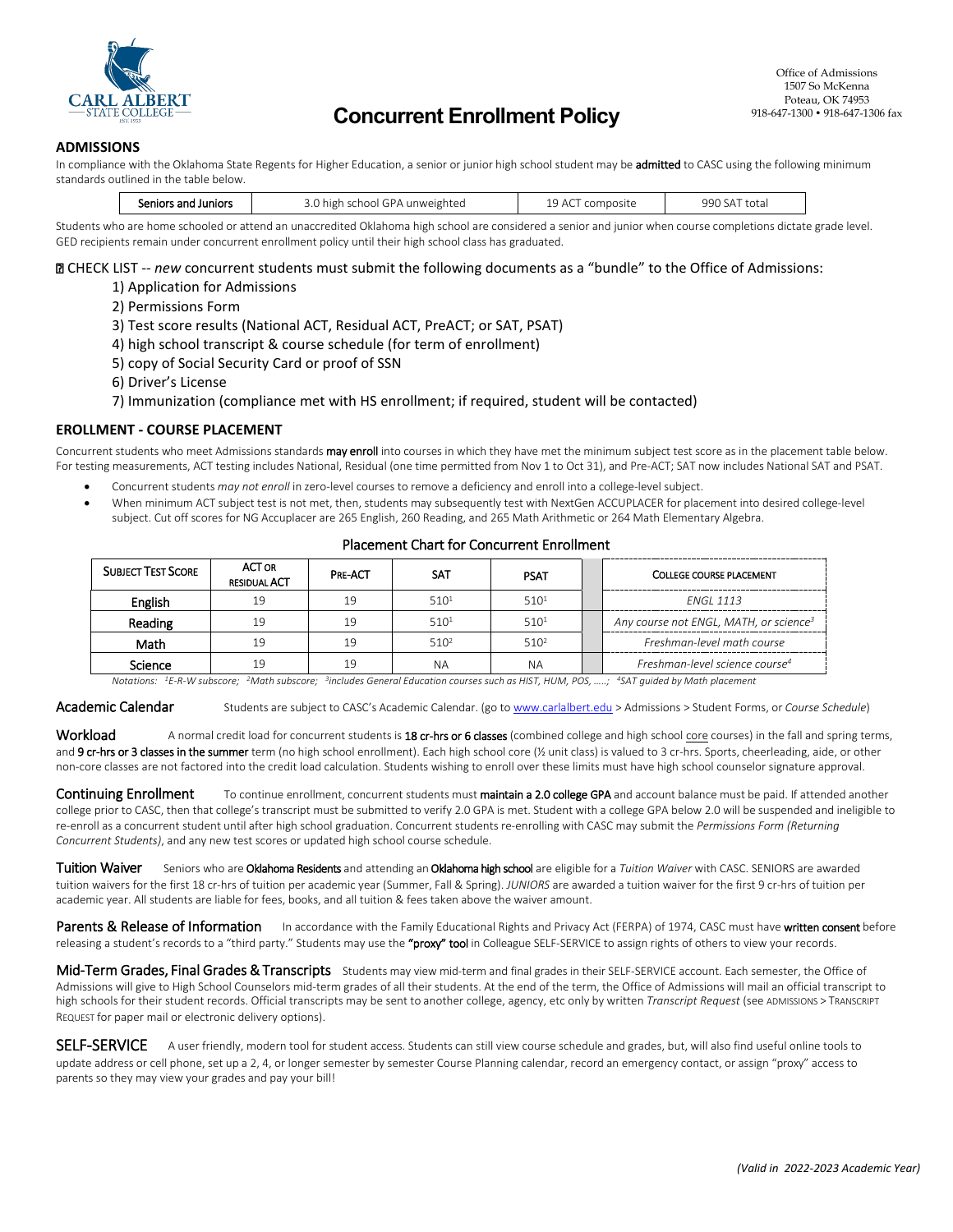# Concurrent Enrollment Policy

Office of Admissions
1507 So McKenna
Poteau, OK 74953
918-647-1300 • 918-647-1306 fax

## ADMISSIONS

In compliance with the Oklahoma State Regents for Higher Education, a senior or junior high school student may be **admitted** to CASC using the following minimum standards outlined in the table below.

| | | | |
|---|---|---|---|
| Seniors and Juniors | 3.0 high school GPA unweighted | 19 ACT composite | 990 SAT total |

Students who are home schooled or attend an unaccredited Oklahoma high school are considered a senior and junior when course completions dictate grade level. GED recipients remain under concurrent enrollment policy until their high school class has graduated.

CHECK LIST -- *new* concurrent students must submit the following documents as a "bundle" to the Office of Admissions:

1) Application for Admissions
2) Permissions Form
3) Test score results (National ACT, Residual ACT, PreACT; or SAT, PSAT)
4) high school transcript & course schedule (for term of enrollment)
5) copy of Social Security Card or proof of SSN
6) Driver's License
7) Immunization (compliance met with HS enrollment; if required, student will be contacted)

## EROLLMENT - COURSE PLACEMENT

Concurrent students who meet Admissions standards **may enroll** into courses in which they have met the minimum subject test score as in the placement table below. For testing measurements, ACT testing includes National, Residual (one time permitted from Nov 1 to Oct 31), and Pre-ACT; SAT now includes National SAT and PSAT.

- Concurrent students *may not enroll* in zero-level courses to remove a deficiency and enroll into a college-level subject.
- When minimum ACT subject test is not met, then, students may subsequently test with NextGen ACCUPLACER for placement into desired college-level subject. Cut off scores for NG Accuplacer are 265 English, 260 Reading, and 265 Math Arithmetic or 264 Math Elementary Algebra.

### Placement Chart for Concurrent Enrollment

| Subject Test Score | ACT or Residual ACT | Pre-ACT | SAT | PSAT | | College Course Placement |
|---|---|---|---|---|---|---|
| English | 19 | 19 | 510[1] | 510[1] | | *ENGL 1113* |
| Reading | 19 | 19 | 510[1] | 510[1] | | *Any course not ENGL, MATH, or science[3]* |
| Math | 19 | 19 | 510[2] | 510[2] | | *Freshman-level math course* |
| Science | 19 | 19 | NA | NA | | *Freshman-level science course[4]* |

*Notations: [1]E-R-W subscore; [2]Math subscore; [3]includes General Education courses such as HIST, HUM, POS, .....; [4]SAT guided by Math placement*

**Academic Calendar** Students are subject to CASC's Academic Calendar. (go to www.carlalbert.edu > Admissions > Student Forms, or *Course Schedule*)

**Workload** A normal credit load for concurrent students is **18 cr-hrs or 6 classes** (combined college and high school core courses) in the fall and spring terms, and **9 cr-hrs or 3 classes in the summer** term (no high school enrollment). Each high school core (½ unit class) is valued to 3 cr-hrs. Sports, cheerleading, aide, or other non-core classes are not factored into the credit load calculation. Students wishing to enroll over these limits must have high school counselor signature approval.

**Continuing Enrollment** To continue enrollment, concurrent students must **maintain a 2.0 college GPA** and account balance must be paid. If attended another college prior to CASC, then that college's transcript must be submitted to verify 2.0 GPA is met. Student with a college GPA below 2.0 will be suspended and ineligible to re-enroll as a concurrent student until after high school graduation. Concurrent students re-enrolling with CASC may submit the *Permissions Form (Returning Concurrent Students)*, and any new test scores or updated high school course schedule.

**Tuition Waiver** Seniors who are **Oklahoma Residents** and attending an **Oklahoma high school** are eligible for a *Tuition Waiver* with CASC. SENIORS are awarded tuition waivers for the first 18 cr-hrs of tuition per academic year (Summer, Fall & Spring). *JUNIORS* are awarded a tuition waiver for the first 9 cr-hrs of tuition per academic year. All students are liable for fees, books, and all tuition & fees taken above the waiver amount.

**Parents & Release of Information** In accordance with the Family Educational Rights and Privacy Act (FERPA) of 1974, CASC must have **written consent** before releasing a student's records to a "third party." Students may use the **"proxy" tool** in Colleague SELF-SERVICE to assign rights of others to view your records.

**Mid-Term Grades, Final Grades & Transcripts** Students may view mid-term and final grades in their SELF-SERVICE account. Each semester, the Office of Admissions will give to High School Counselors mid-term grades of all their students. At the end of the term, the Office of Admissions will mail an official transcript to high schools for their student records. Official transcripts may be sent to another college, agency, etc only by written *Transcript Request* (see ADMISSIONS > TRANSCRIPT REQUEST for paper mail or electronic delivery options).

**SELF-SERVICE** A user friendly, modern tool for student access. Students can still view course schedule and grades, but, will also find useful online tools to update address or cell phone, set up a 2, 4, or longer semester by semester Course Planning calendar, record an emergency contact, or assign "proxy" access to parents so they may view your grades and pay your bill!

*(Valid in 2022-2023 Academic Year)*